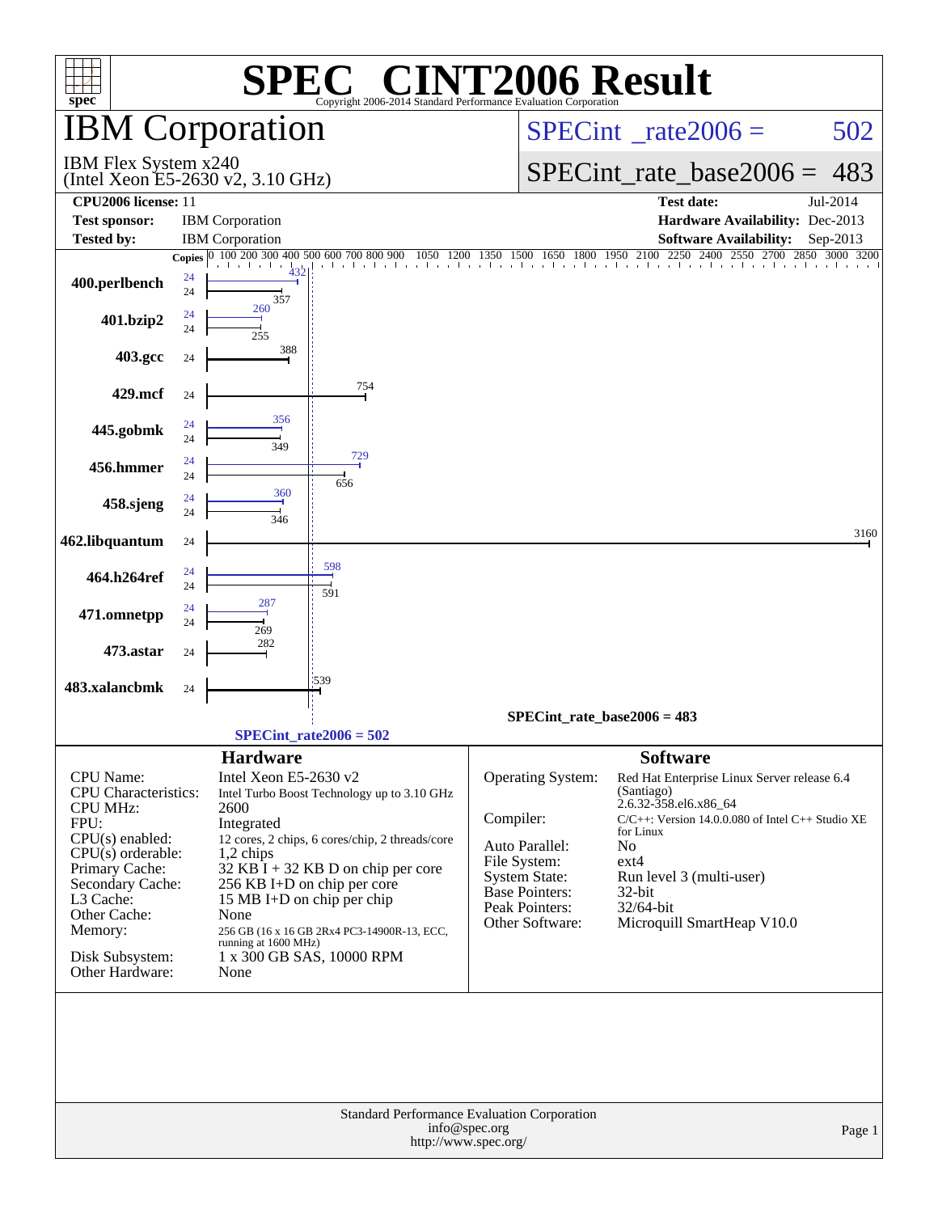# SPEC® CINT2006 Result

Copyright 2006-2014 Standard Performance Evaluation Corporation

## IBM Corporation

IBM Flex System x240
(Intel Xeon E5-2630 v2, 3.10 GHz)

SPECint_rate2006 = 502

SPECint_rate_base2006 = 483

| | | | |
|---|---|---|---|
| **CPU2006 license:** | 11 | **Test date:** | Jul-2014 |
| **Test sponsor:** | IBM Corporation | **Hardware Availability:** | Dec-2013 |
| **Tested by:** | IBM Corporation | **Software Availability:** | Sep-2013 |

| Benchmark | Copies (peak) | Copies (base) | Peak | Base |
|---|---|---|---|---|
| 400.perlbench | 24 | 24 | 432 | 357 |
| 401.bzip2 | 24 | 24 | 260 | 255 |
| 403.gcc | | 24 | | 388 |
| 429.mcf | | 24 | | 754 |
| 445.gobmk | 24 | 24 | 356 | 349 |
| 456.hmmer | 24 | 24 | 729 | 656 |
| 458.sjeng | 24 | 24 | 360 | 346 |
| 462.libquantum | | 24 | | 3160 |
| 464.h264ref | 24 | 24 | 598 | 591 |
| 471.omnetpp | 24 | 24 | 287 | 269 |
| 473.astar | | 24 | | 282 |
| 483.xalancbmk | | 24 | | 539 |

SPECint_rate_base2006 = 483

SPECint_rate2006 = 502

### Hardware

| | |
|---|---|
| CPU Name: | Intel Xeon E5-2630 v2 |
| CPU Characteristics: | Intel Turbo Boost Technology up to 3.10 GHz |
| CPU MHz: | 2600 |
| FPU: | Integrated |
| CPU(s) enabled: | 12 cores, 2 chips, 6 cores/chip, 2 threads/core |
| CPU(s) orderable: | 1,2 chips |
| Primary Cache: | 32 KB I + 32 KB D on chip per core |
| Secondary Cache: | 256 KB I+D on chip per core |
| L3 Cache: | 15 MB I+D on chip per chip |
| Other Cache: | None |
| Memory: | 256 GB (16 x 16 GB 2Rx4 PC3-14900R-13, ECC, running at 1600 MHz) |
| Disk Subsystem: | 1 x 300 GB SAS, 10000 RPM |
| Other Hardware: | None |

### Software

| | |
|---|---|
| Operating System: | Red Hat Enterprise Linux Server release 6.4 (Santiago) 2.6.32-358.el6.x86_64 |
| Compiler: | C/C++: Version 14.0.0.080 of Intel C++ Studio XE for Linux |
| Auto Parallel: | No |
| File System: | ext4 |
| System State: | Run level 3 (multi-user) |
| Base Pointers: | 32-bit |
| Peak Pointers: | 32/64-bit |
| Other Software: | Microquill SmartHeap V10.0 |

Standard Performance Evaluation Corporation
info@spec.org
http://www.spec.org/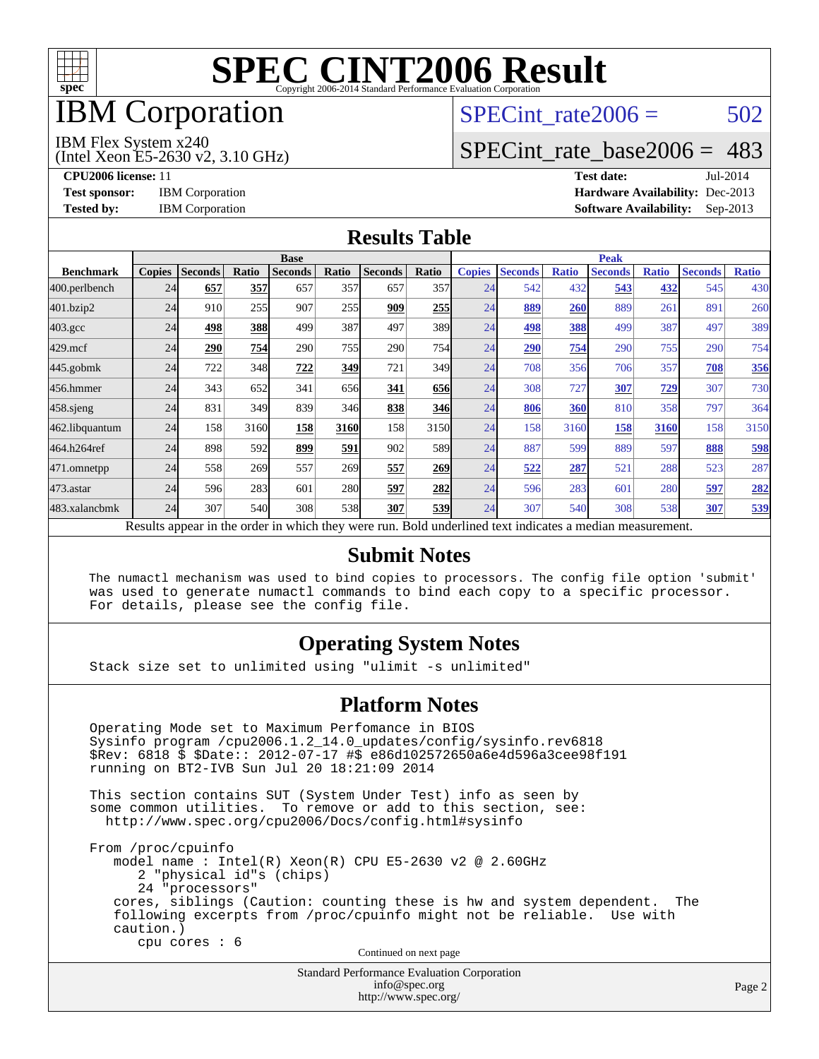# SPEC CINT2006 Result

Copyright 2006-2014 Standard Performance Evaluation Corporation

# IBM Corporation

IBM Flex System x240
(Intel Xeon E5-2630 v2, 3.10 GHz)

SPECint_rate2006 = 502

SPECint_rate_base2006 = 483

**CPU2006 license:** 11
**Test sponsor:** IBM Corporation
**Tested by:** IBM Corporation

**Test date:** Jul-2014
**Hardware Availability:** Dec-2013
**Software Availability:** Sep-2013

## Results Table

| Benchmark | Base | | | | | | | Peak | | | | | | |
|---|---|---|---|---|---|---|---|---|---|---|---|---|---|---|
| | Copies | Seconds | Ratio | Seconds | Ratio | Seconds | Ratio | Copies | Seconds | Ratio | Seconds | Ratio | Seconds | Ratio |
| 400.perlbench | 24 | **657** | **357** | 657 | 357 | 657 | 357 | 24 | 542 | 432 | **543** | **432** | 545 | 430 |
| 401.bzip2 | 24 | 910 | 255 | 907 | 255 | **909** | **255** | 24 | **889** | **260** | 889 | 261 | 891 | 260 |
| 403.gcc | 24 | **498** | **388** | 499 | 387 | 497 | 389 | 24 | **498** | **388** | 499 | 387 | 497 | 389 |
| 429.mcf | 24 | **290** | **754** | 290 | 755 | 290 | 754 | 24 | **290** | **754** | 290 | 755 | 290 | 754 |
| 445.gobmk | 24 | 722 | 348 | **722** | **349** | 721 | 349 | 24 | 708 | 356 | 706 | 357 | **708** | **356** |
| 456.hmmer | 24 | 343 | 652 | 341 | 656 | **341** | **656** | 24 | 308 | 727 | **307** | **729** | 307 | 730 |
| 458.sjeng | 24 | 831 | 349 | 839 | 346 | **838** | **346** | 24 | **806** | **360** | 810 | 358 | 797 | 364 |
| 462.libquantum | 24 | 158 | 3160 | **158** | **3160** | 158 | 3150 | 24 | 158 | 3160 | **158** | **3160** | 158 | 3150 |
| 464.h264ref | 24 | 898 | 592 | **899** | **591** | 902 | 589 | 24 | 887 | 599 | 889 | 597 | **888** | **598** |
| 471.omnetpp | 24 | 558 | 269 | 557 | 269 | **557** | **269** | 24 | **522** | **287** | 521 | 288 | 523 | 287 |
| 473.astar | 24 | 596 | 283 | 601 | 280 | **597** | **282** | 24 | 596 | 283 | 601 | 280 | **597** | **282** |
| 483.xalancbmk | 24 | 307 | 540 | 308 | 538 | **307** | **539** | 24 | 307 | 540 | 308 | 538 | **307** | **539** |

Results appear in the order in which they were run. Bold underlined text indicates a median measurement.

## Submit Notes

```
The numactl mechanism was used to bind copies to processors. The config file option 'submit'
was used to generate numactl commands to bind each copy to a specific processor.
For details, please see the config file.
```

## Operating System Notes

```
Stack size set to unlimited using "ulimit -s unlimited"
```

## Platform Notes

```
Operating Mode set to Maximum Perfomance in BIOS
Sysinfo program /cpu2006.1.2_14.0_updates/config/sysinfo.rev6818
$Rev: 6818 $ $Date:: 2012-07-17 #$ e86d102572650a6e4d596a3cee98f191
running on BT2-IVB Sun Jul 20 18:21:09 2014

This section contains SUT (System Under Test) info as seen by
some common utilities.  To remove or add to this section, see:
  http://www.spec.org/cpu2006/Docs/config.html#sysinfo

From /proc/cpuinfo
   model name : Intel(R) Xeon(R) CPU E5-2630 v2 @ 2.60GHz
      2 "physical id"s (chips)
      24 "processors"
   cores, siblings (Caution: counting these is hw and system dependent.  The
   following excerpts from /proc/cpuinfo might not be reliable.  Use with
   caution.)
      cpu cores : 6
```

Continued on next page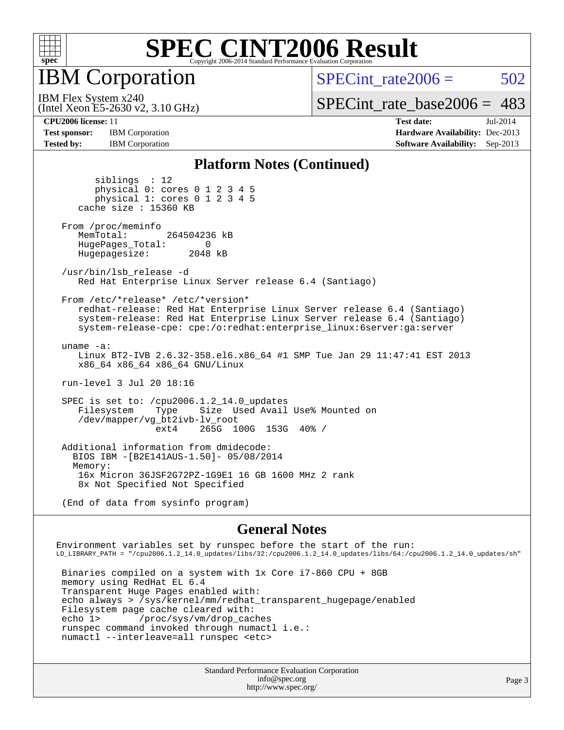# SPEC CINT2006 Result

## IBM Corporation

IBM Flex System x240
(Intel Xeon E5-2630 v2, 3.10 GHz)

SPECint_rate2006 = 502

SPECint_rate_base2006 = 483

**CPU2006 license:** 11
**Test sponsor:** IBM Corporation
**Tested by:** IBM Corporation

**Test date:** Jul-2014
**Hardware Availability:** Dec-2013
**Software Availability:** Sep-2013

### Platform Notes (Continued)

```
        siblings  : 12
        physical 0: cores 0 1 2 3 4 5
        physical 1: cores 0 1 2 3 4 5
    cache size : 15360 KB

 From /proc/meminfo
    MemTotal:       264504236 kB
    HugePages_Total:       0
    Hugepagesize:       2048 kB

 /usr/bin/lsb_release -d
    Red Hat Enterprise Linux Server release 6.4 (Santiago)

 From /etc/*release* /etc/*version*
    redhat-release: Red Hat Enterprise Linux Server release 6.4 (Santiago)
    system-release: Red Hat Enterprise Linux Server release 6.4 (Santiago)
    system-release-cpe: cpe:/o:redhat:enterprise_linux:6server:ga:server

 uname -a:
    Linux BT2-IVB 2.6.32-358.el6.x86_64 #1 SMP Tue Jan 29 11:47:41 EST 2013
    x86_64 x86_64 x86_64 GNU/Linux

 run-level 3 Jul 20 18:16

 SPEC is set to: /cpu2006.1.2_14.0_updates
    Filesystem     Type   Size  Used Avail Use% Mounted on
    /dev/mapper/vg_bt2ivb-lv_root
                   ext4   265G  100G  153G  40% /

 Additional information from dmidecode:
   BIOS IBM -[B2E141AUS-1.50]- 05/08/2014
   Memory:
    16x Micron 36JSF2G72PZ-1G9E1 16 GB 1600 MHz 2 rank
    8x Not Specified Not Specified

 (End of data from sysinfo program)
```

### General Notes

```
Environment variables set by runspec before the start of the run:
LD_LIBRARY_PATH = "/cpu2006.1.2_14.0_updates/libs/32:/cpu2006.1.2_14.0_updates/libs/64:/cpu2006.1.2_14.0_updates/sh"

 Binaries compiled on a system with 1x Core i7-860 CPU + 8GB
 memory using RedHat EL 6.4
 Transparent Huge Pages enabled with:
 echo always > /sys/kernel/mm/redhat_transparent_hugepage/enabled
 Filesystem page cache cleared with:
 echo 1>       /proc/sys/vm/drop_caches
 runspec command invoked through numactl i.e.:
 numactl --interleave=all runspec <etc>
```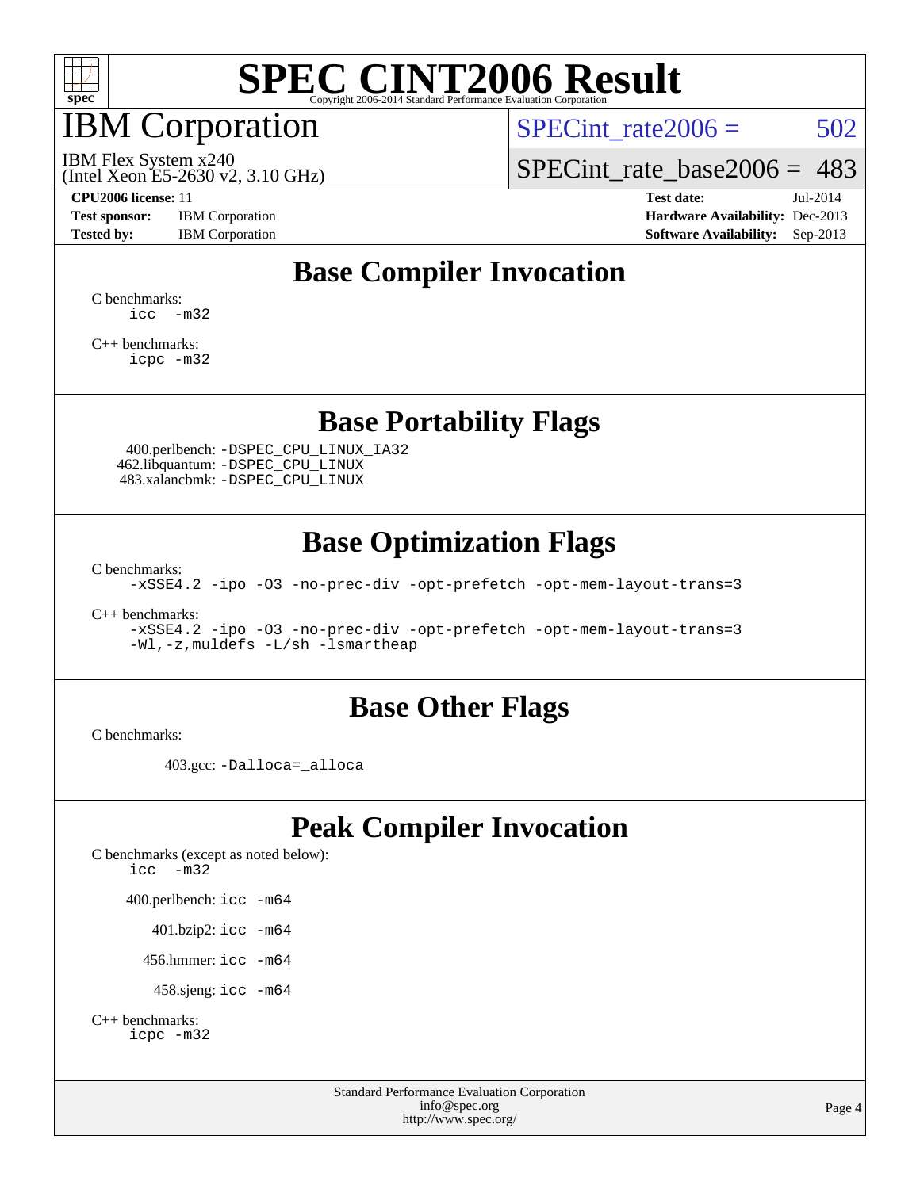# SPEC CINT2006 Result

Copyright 2006-2014 Standard Performance Evaluation Corporation

## IBM Corporation

IBM Flex System x240
(Intel Xeon E5-2630 v2, 3.10 GHz)

SPECint_rate2006 = 502

SPECint_rate_base2006 = 483

**CPU2006 license:** 11
**Test sponsor:** IBM Corporation
**Tested by:** IBM Corporation

**Test date:** Jul-2014
**Hardware Availability:** Dec-2013
**Software Availability:** Sep-2013

## Base Compiler Invocation

C benchmarks:
`icc -m32`

C++ benchmarks:
`icpc -m32`

## Base Portability Flags

400.perlbench: `-DSPEC_CPU_LINUX_IA32`
462.libquantum: `-DSPEC_CPU_LINUX`
483.xalancbmk: `-DSPEC_CPU_LINUX`

## Base Optimization Flags

C benchmarks:
`-xSSE4.2 -ipo -O3 -no-prec-div -opt-prefetch -opt-mem-layout-trans=3`

C++ benchmarks:
`-xSSE4.2 -ipo -O3 -no-prec-div -opt-prefetch -opt-mem-layout-trans=3`
`-Wl,-z,muldefs -L/sh -lsmartheap`

## Base Other Flags

C benchmarks:

403.gcc: `-Dalloca=_alloca`

## Peak Compiler Invocation

C benchmarks (except as noted below):
`icc -m32`

400.perlbench: `icc -m64`

401.bzip2: `icc -m64`

456.hmmer: `icc -m64`

458.sjeng: `icc -m64`

C++ benchmarks:
`icpc -m32`

Standard Performance Evaluation Corporation
info@spec.org
http://www.spec.org/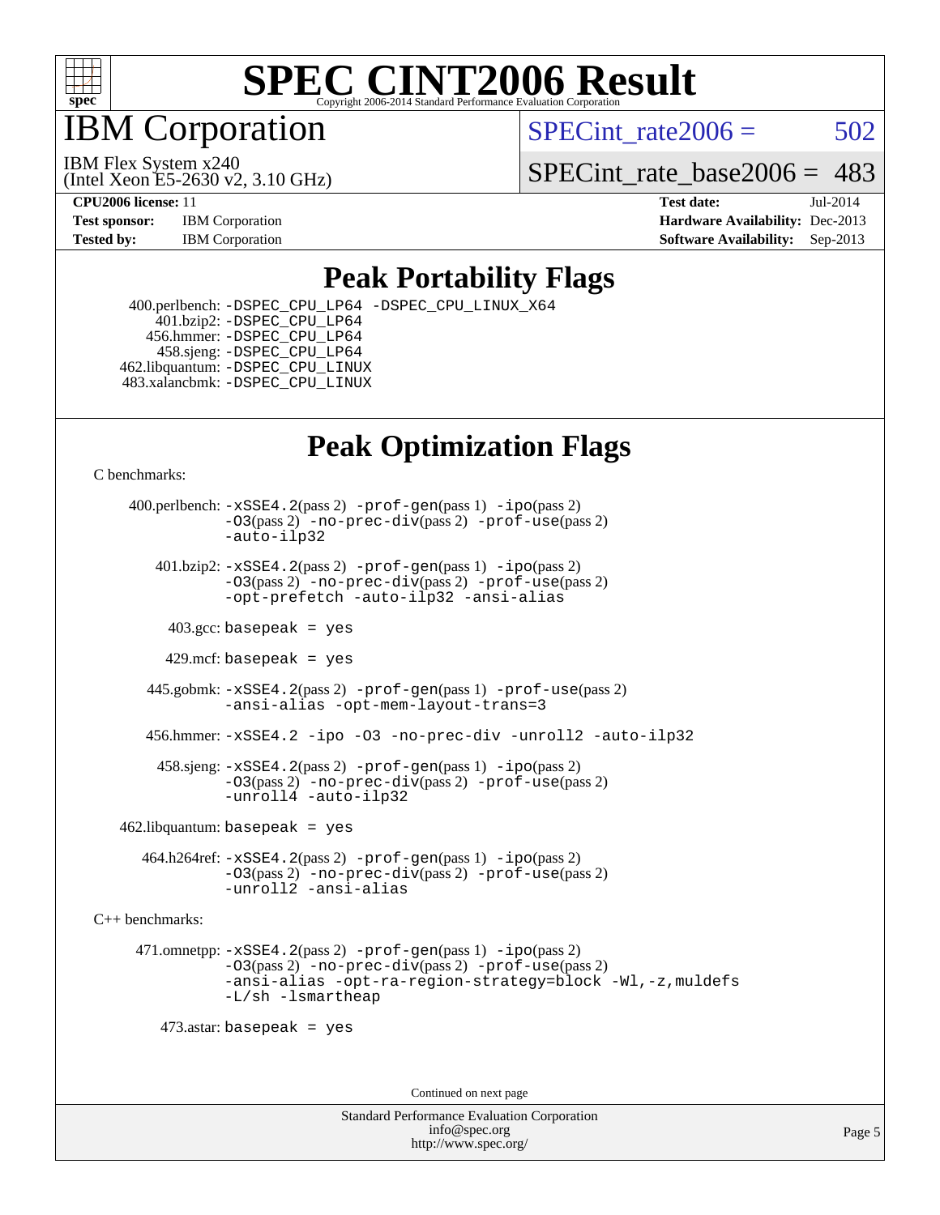# SPEC CINT2006 Result

Copyright 2006-2014 Standard Performance Evaluation Corporation

# IBM Corporation

IBM Flex System x240
(Intel Xeon E5-2630 v2, 3.10 GHz)

SPECint_rate2006 = 502

SPECint_rate_base2006 = 483

**CPU2006 license:** 11
**Test sponsor:** IBM Corporation
**Tested by:** IBM Corporation

**Test date:** Jul-2014
**Hardware Availability:** Dec-2013
**Software Availability:** Sep-2013

## Peak Portability Flags

400.perlbench: `-DSPEC_CPU_LP64 -DSPEC_CPU_LINUX_X64`
401.bzip2: `-DSPEC_CPU_LP64`
456.hmmer: `-DSPEC_CPU_LP64`
458.sjeng: `-DSPEC_CPU_LP64`
462.libquantum: `-DSPEC_CPU_LINUX`
483.xalancbmk: `-DSPEC_CPU_LINUX`

## Peak Optimization Flags

C benchmarks:

400.perlbench: `-xSSE4.2`(pass 2) `-prof-gen`(pass 1) `-ipo`(pass 2) `-O3`(pass 2) `-no-prec-div`(pass 2) `-prof-use`(pass 2) `-auto-ilp32`

401.bzip2: `-xSSE4.2`(pass 2) `-prof-gen`(pass 1) `-ipo`(pass 2) `-O3`(pass 2) `-no-prec-div`(pass 2) `-prof-use`(pass 2) `-opt-prefetch -auto-ilp32 -ansi-alias`

403.gcc: `basepeak = yes`

429.mcf: `basepeak = yes`

445.gobmk: `-xSSE4.2`(pass 2) `-prof-gen`(pass 1) `-prof-use`(pass 2) `-ansi-alias -opt-mem-layout-trans=3`

456.hmmer: `-xSSE4.2 -ipo -O3 -no-prec-div -unroll2 -auto-ilp32`

458.sjeng: `-xSSE4.2`(pass 2) `-prof-gen`(pass 1) `-ipo`(pass 2) `-O3`(pass 2) `-no-prec-div`(pass 2) `-prof-use`(pass 2) `-unroll4 -auto-ilp32`

462.libquantum: `basepeak = yes`

464.h264ref: `-xSSE4.2`(pass 2) `-prof-gen`(pass 1) `-ipo`(pass 2) `-O3`(pass 2) `-no-prec-div`(pass 2) `-prof-use`(pass 2) `-unroll2 -ansi-alias`

C++ benchmarks:

471.omnetpp: `-xSSE4.2`(pass 2) `-prof-gen`(pass 1) `-ipo`(pass 2) `-O3`(pass 2) `-no-prec-div`(pass 2) `-prof-use`(pass 2) `-ansi-alias -opt-ra-region-strategy=block -Wl,-z,muldefs -L/sh -lsmartheap`

473.astar: `basepeak = yes`

Continued on next page

Standard Performance Evaluation Corporation
info@spec.org
http://www.spec.org/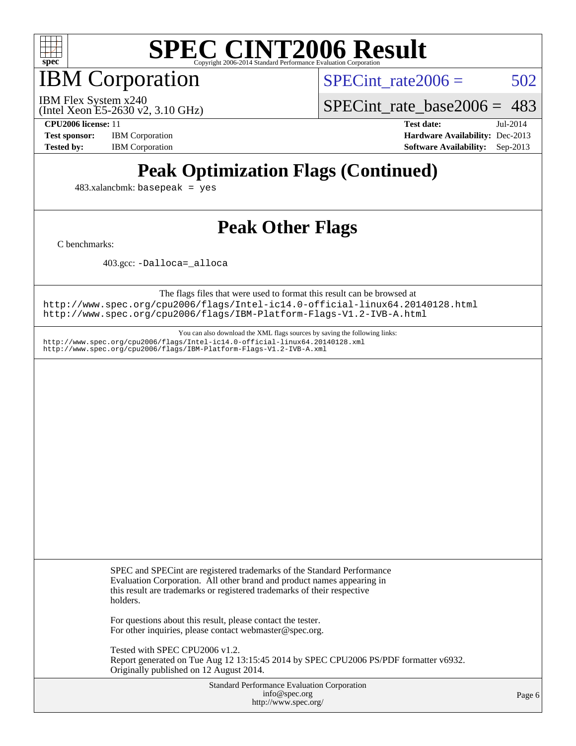# SPEC CINT2006 Result

Copyright 2006-2014 Standard Performance Evaluation Corporation

## IBM Corporation

IBM Flex System x240
(Intel Xeon E5-2630 v2, 3.10 GHz)

SPECint_rate2006 = 502

SPECint_rate_base2006 = 483

**CPU2006 license:** 11
**Test sponsor:** IBM Corporation
**Tested by:** IBM Corporation

**Test date:** Jul-2014
**Hardware Availability:** Dec-2013
**Software Availability:** Sep-2013

## Peak Optimization Flags (Continued)

483.xalancbmk: basepeak = yes

## Peak Other Flags

C benchmarks:

403.gcc: -Dalloca=_alloca

The flags files that were used to format this result can be browsed at
http://www.spec.org/cpu2006/flags/Intel-ic14.0-official-linux64.20140128.html
http://www.spec.org/cpu2006/flags/IBM-Platform-Flags-V1.2-IVB-A.html

You can also download the XML flags sources by saving the following links:
http://www.spec.org/cpu2006/flags/Intel-ic14.0-official-linux64.20140128.xml
http://www.spec.org/cpu2006/flags/IBM-Platform-Flags-V1.2-IVB-A.xml

SPEC and SPECint are registered trademarks of the Standard Performance Evaluation Corporation. All other brand and product names appearing in this result are trademarks or registered trademarks of their respective holders.

For questions about this result, please contact the tester.
For other inquiries, please contact webmaster@spec.org.

Tested with SPEC CPU2006 v1.2.
Report generated on Tue Aug 12 13:15:45 2014 by SPEC CPU2006 PS/PDF formatter v6932.
Originally published on 12 August 2014.

Standard Performance Evaluation Corporation
info@spec.org
http://www.spec.org/